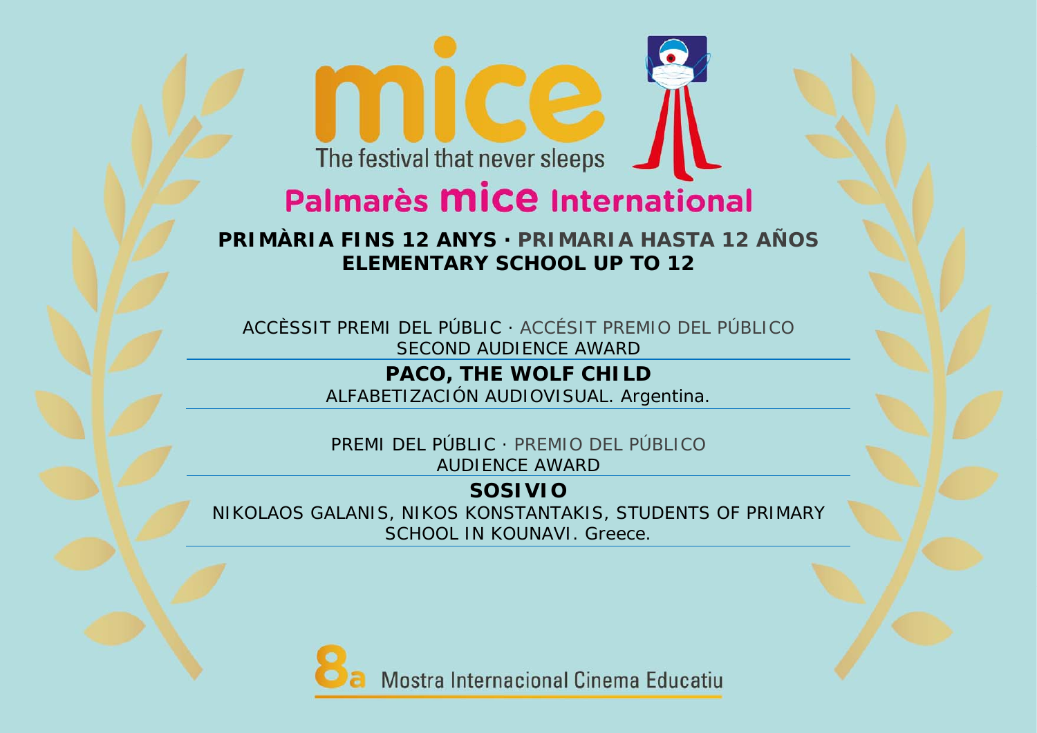# mice

The festival that never sleeps

## Palmarès mice International

**PRIMÀRIA FINS 12 ANYS · PRIMARIA HASTA 12 AÑOS**
**ELEMENTARY SCHOOL UP TO 12**

ACCÈSSIT PREMI DEL PÚBLIC · ACCÉSIT PREMIO DEL PÚBLICO
SECOND AUDIENCE AWARD

**PACO, THE WOLF CHILD**
ALFABETIZACIÓN AUDIOVISUAL. Argentina.

PREMI DEL PÚBLIC · PREMIO DEL PÚBLICO
AUDIENCE AWARD

**SOSIVIO**
NIKOLAOS GALANIS, NIKOS KONSTANTAKIS, STUDENTS OF PRIMARY SCHOOL IN KOUNAVI. Greece.

8a Mostra Internacional Cinema Educatiu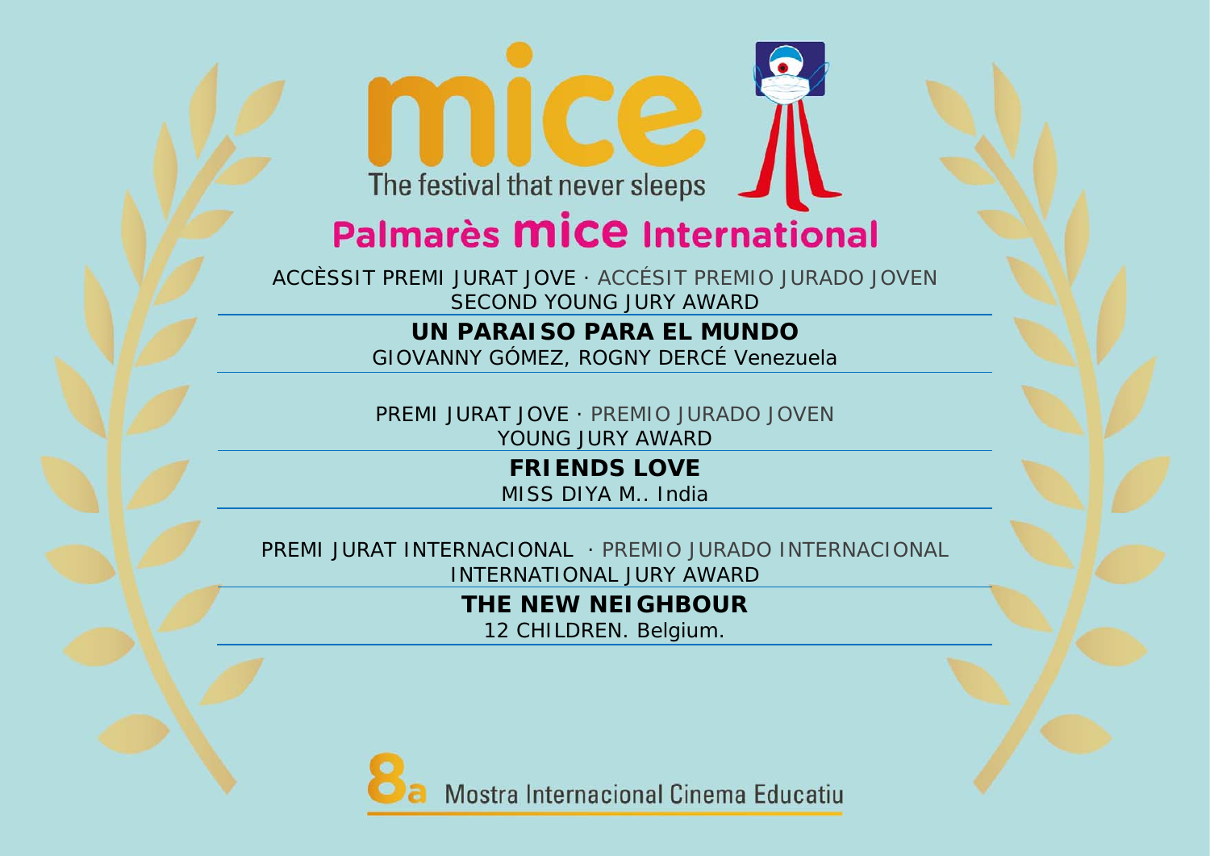# mice

The festival that never sleeps

## Palmarès mice International

ACCÈSSIT PREMI JURAT JOVE · ACCÉSIT PREMIO JURADO JOVEN
SECOND YOUNG JURY AWARD

**UN PARAISO PARA EL MUNDO**
GIOVANNY GÓMEZ, ROGNY DERCÉ Venezuela

PREMI JURAT JOVE · PREMIO JURADO JOVEN
YOUNG JURY AWARD

**FRIENDS LOVE**
MISS DIYA M.. India

PREMI JURAT INTERNACIONAL · PREMIO JURADO INTERNACIONAL
INTERNATIONAL JURY AWARD

**THE NEW NEIGHBOUR**
12 CHILDREN. Belgium.

8a Mostra Internacional Cinema Educatiu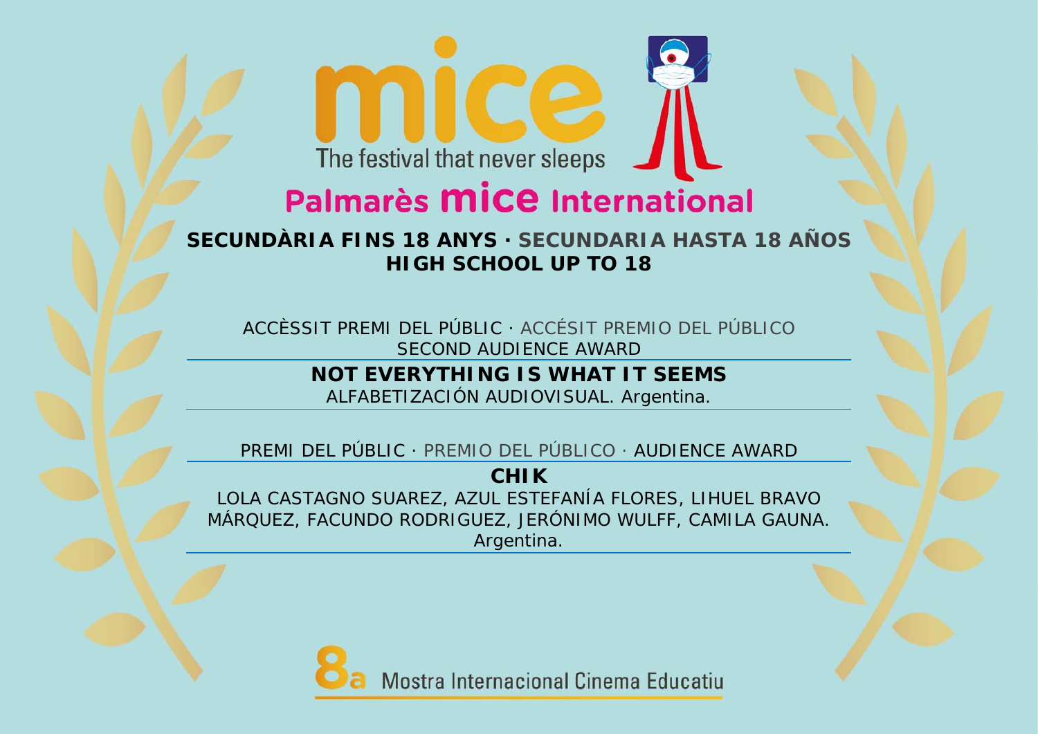mice

The festival that never sleeps

# Palmarès mice International

## SECUNDÀRIA FINS 18 ANYS · SECUNDARIA HASTA 18 AÑOS
## HIGH SCHOOL UP TO 18

ACCÈSSIT PREMI DEL PÚBLIC · ACCÉSIT PREMIO DEL PÚBLICO
SECOND AUDIENCE AWARD

**NOT EVERYTHING IS WHAT IT SEEMS**
ALFABETIZACIÓN AUDIOVISUAL. Argentina.

PREMI DEL PÚBLIC · PREMIO DEL PÚBLICO · AUDIENCE AWARD

**CHIK**
LOLA CASTAGNO SUAREZ, AZUL ESTEFANÍA FLORES, LIHUEL BRAVO MÁRQUEZ, FACUNDO RODRIGUEZ, JERÓNIMO WULFF, CAMILA GAUNA. Argentina.

8a Mostra Internacional Cinema Educatiu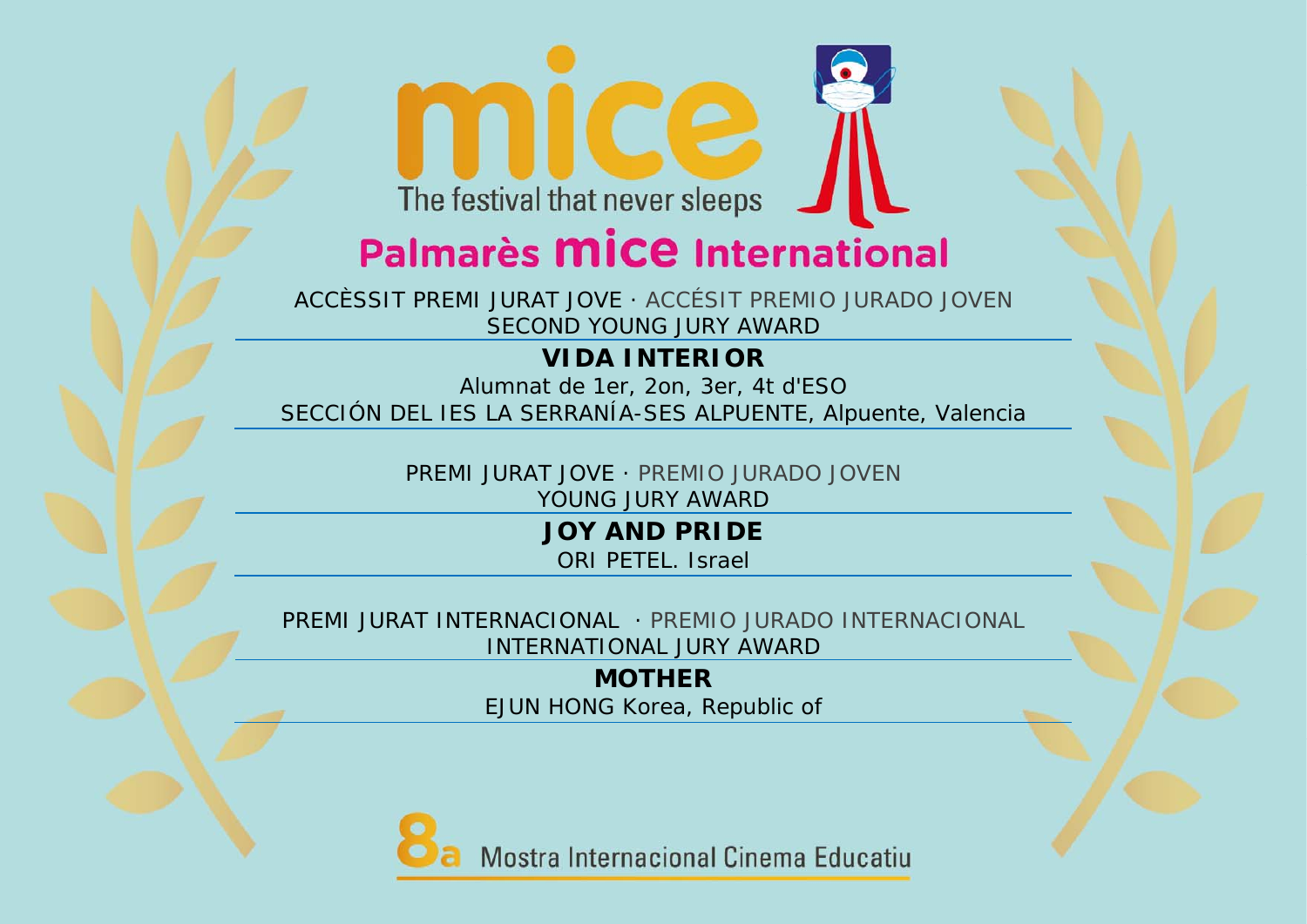mice

The festival that never sleeps

# Palmarès mice International

ACCÈSSIT PREMI JURAT JOVE · ACCÉSIT PREMIO JURADO JOVEN
SECOND YOUNG JURY AWARD

**VIDA INTERIOR**

Alumnat de 1er, 2on, 3er, 4t d'ESO
SECCIÓN DEL IES LA SERRANÍA-SES ALPUENTE, Alpuente, Valencia

PREMI JURAT JOVE · PREMIO JURADO JOVEN
YOUNG JURY AWARD

**JOY AND PRIDE**

ORI PETEL. Israel

PREMI JURAT INTERNACIONAL · PREMIO JURADO INTERNACIONAL
INTERNATIONAL JURY AWARD

**MOTHER**

EJUN HONG Korea, Republic of

8a Mostra Internacional Cinema Educatiu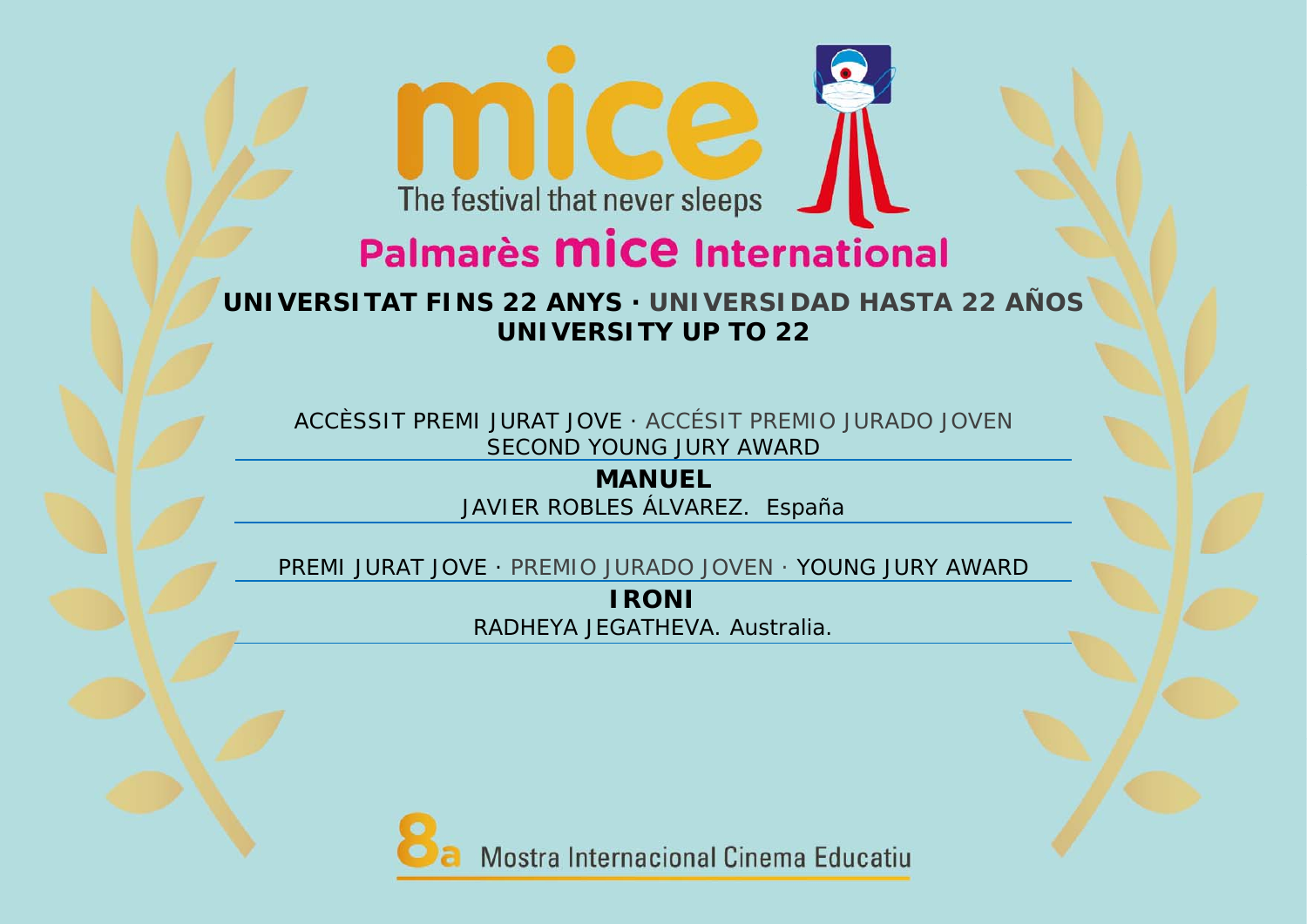mice

The festival that never sleeps

# Palmarès mice International

## UNIVERSITAT FINS 22 ANYS · UNIVERSIDAD HASTA 22 AÑOS
## UNIVERSITY UP TO 22

ACCÈSSIT PREMI JURAT JOVE · ACCÉSIT PREMIO JURADO JOVEN
SECOND YOUNG JURY AWARD

**MANUEL**
JAVIER ROBLES ÁLVAREZ. España

PREMI JURAT JOVE · PREMIO JURADO JOVEN · YOUNG JURY AWARD

**IRONI**
RADHEYA JEGATHEVA. Australia.

8a Mostra Internacional Cinema Educatiu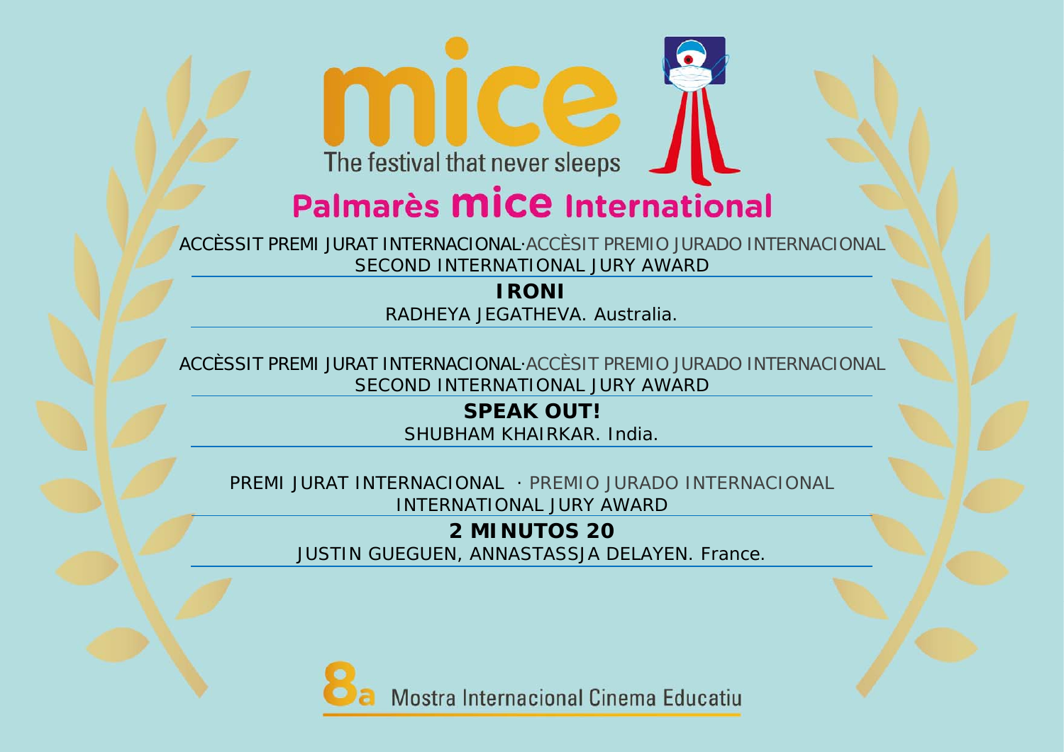mice

The festival that never sleeps

# Palmarès mice International

ACCÈSSIT PREMI JURAT INTERNACIONAL·ACCÈSIT PREMIO JURADO INTERNACIONAL
SECOND INTERNATIONAL JURY AWARD

**IRONI**

RADHEYA JEGATHEVA. Australia.

ACCÈSSIT PREMI JURAT INTERNACIONAL·ACCÈSIT PREMIO JURADO INTERNACIONAL
SECOND INTERNATIONAL JURY AWARD

**SPEAK OUT!**

SHUBHAM KHAIRKAR. India.

PREMI JURAT INTERNACIONAL · PREMIO JURADO INTERNACIONAL
INTERNATIONAL JURY AWARD

**2 MINUTOS 20**

JUSTIN GUEGUEN, ANNASTASSJA DELAYEN. France.

8a Mostra Internacional Cinema Educatiu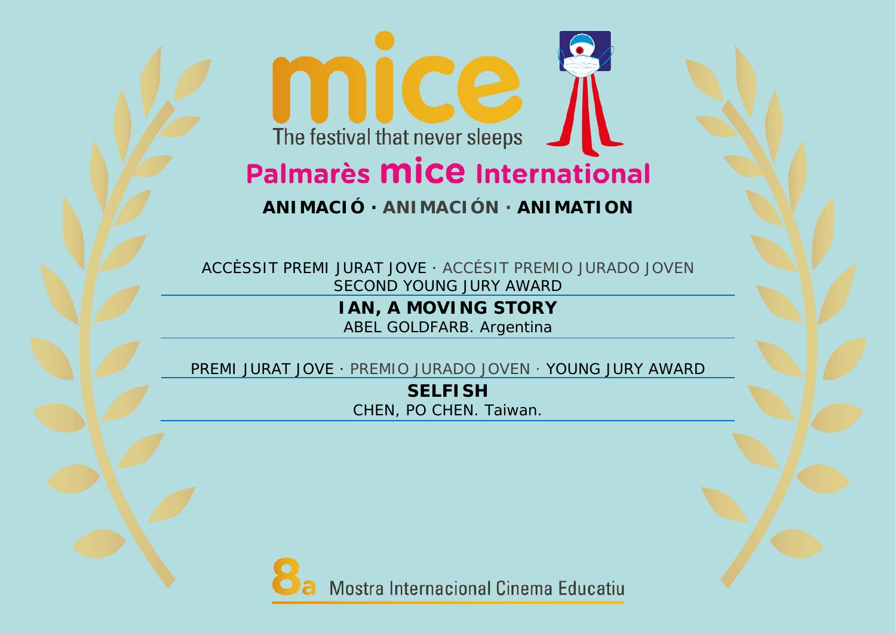mice

The festival that never sleeps

# Palmarès mice International

## ANIMACIÓ · ANIMACIÓN · ANIMATION

ACCÈSSIT PREMI JURAT JOVE · ACCÉSIT PREMIO JURADO JOVEN
SECOND YOUNG JURY AWARD

**IAN, A MOVING STORY**
ABEL GOLDFARB. Argentina

PREMI JURAT JOVE · PREMIO JURADO JOVEN · YOUNG JURY AWARD

**SELFISH**
CHEN, PO CHEN. Taiwan.

8a Mostra Internacional Cinema Educatiu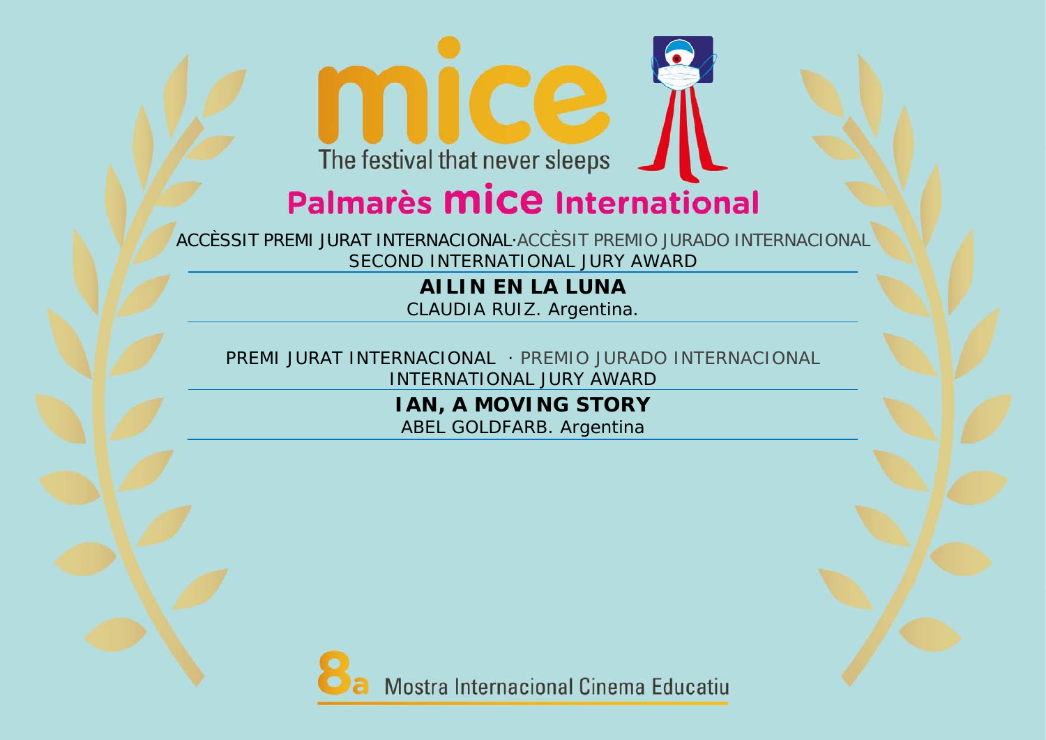mice

The festival that never sleeps

# Palmarès mice International

ACCÈSSIT PREMI JURAT INTERNACIONAL·ACCÈSIT PREMIO JURADO INTERNACIONAL
SECOND INTERNATIONAL JURY AWARD

**AILIN EN LA LUNA**
CLAUDIA RUIZ. Argentina.

PREMI JURAT INTERNACIONAL · PREMIO JURADO INTERNACIONAL
INTERNATIONAL JURY AWARD

**IAN, A MOVING STORY**
ABEL GOLDFARB. Argentina

8a Mostra Internacional Cinema Educatiu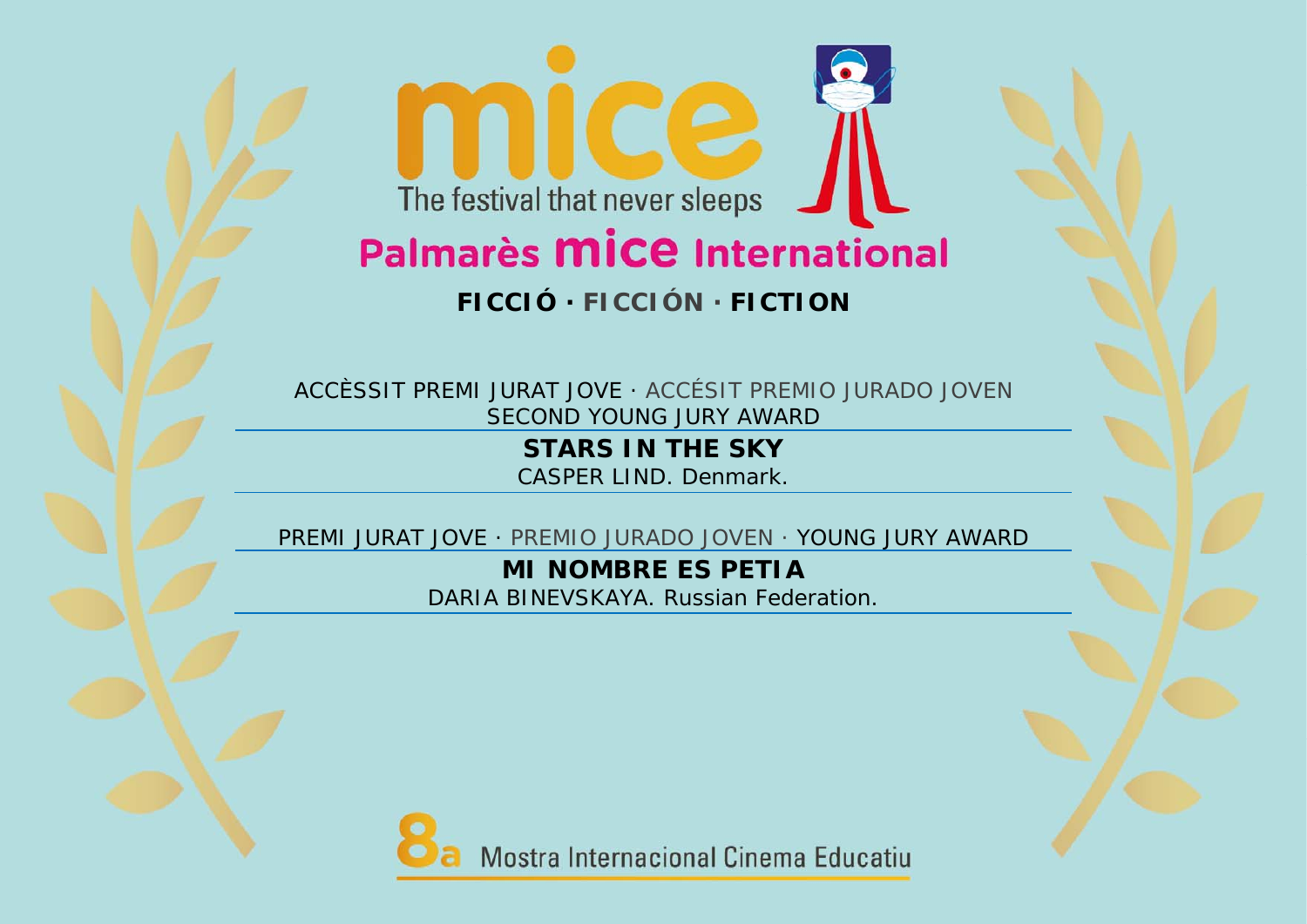mice

The festival that never sleeps

# Palmarès mice International

## FICCIÓ · FICCIÓN · FICTION

ACCÈSSIT PREMI JURAT JOVE · ACCÉSIT PREMIO JURADO JOVEN
SECOND YOUNG JURY AWARD

**STARS IN THE SKY**
CASPER LIND. Denmark.

PREMI JURAT JOVE · PREMIO JURADO JOVEN · YOUNG JURY AWARD

**MI NOMBRE ES PETIA**
DARIA BINEVSKAYA. Russian Federation.

8a Mostra Internacional Cinema Educatiu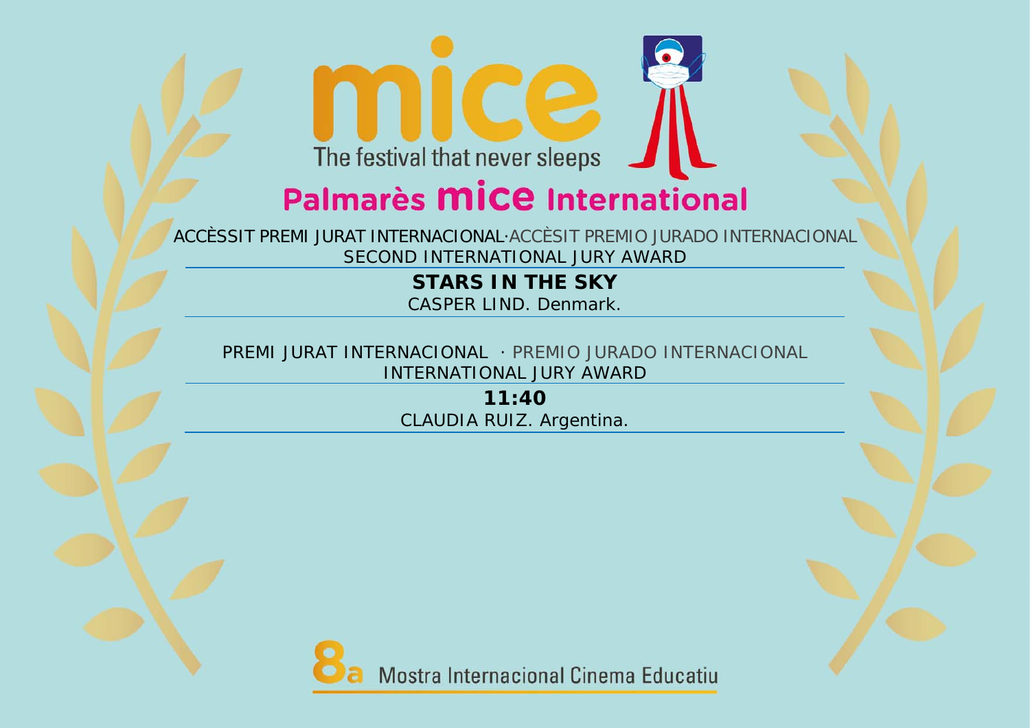mice

The festival that never sleeps

# Palmarès mice International

ACCÈSSIT PREMI JURAT INTERNACIONAL·ACCÈSIT PREMIO JURADO INTERNACIONAL
SECOND INTERNATIONAL JURY AWARD

**STARS IN THE SKY**

CASPER LIND. Denmark.

PREMI JURAT INTERNACIONAL · PREMIO JURADO INTERNACIONAL
INTERNATIONAL JURY AWARD

**11:40**

CLAUDIA RUIZ. Argentina.

8a Mostra Internacional Cinema Educatiu